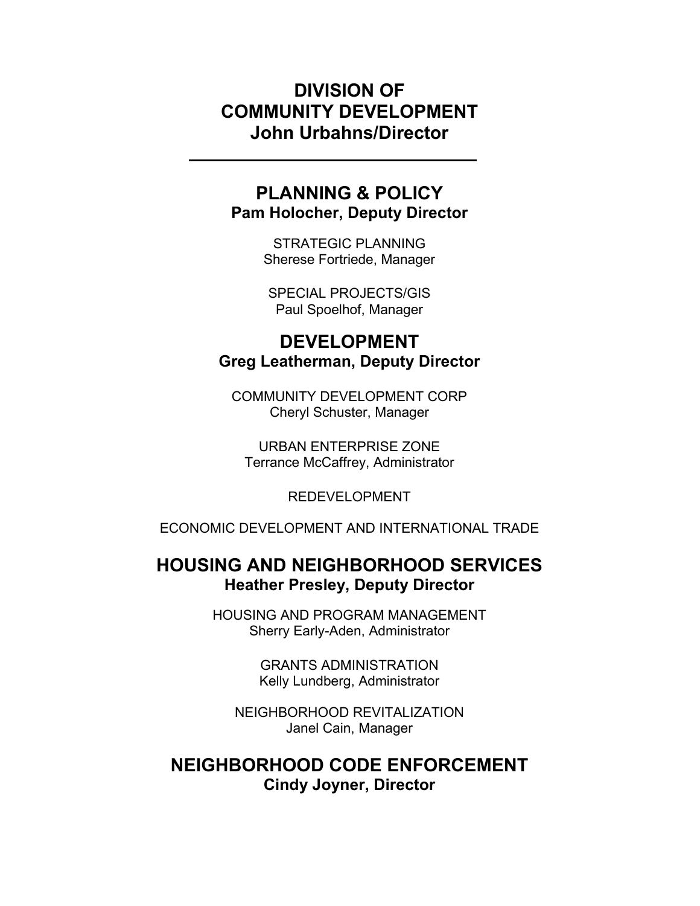# DIVISION OF COMMUNITY DEVELOPMENT
## John Urbahns/Director

---

## PLANNING & POLICY
**Pam Holocher, Deputy Director**

STRATEGIC PLANNING
Sherese Fortriede, Manager

SPECIAL PROJECTS/GIS
Paul Spoelhof, Manager

## DEVELOPMENT
**Greg Leatherman, Deputy Director**

COMMUNITY DEVELOPMENT CORP
Cheryl Schuster, Manager

URBAN ENTERPRISE ZONE
Terrance McCaffrey, Administrator

REDEVELOPMENT

ECONOMIC DEVELOPMENT AND INTERNATIONAL TRADE

## HOUSING AND NEIGHBORHOOD SERVICES
**Heather Presley, Deputy Director**

HOUSING AND PROGRAM MANAGEMENT
Sherry Early-Aden, Administrator

GRANTS ADMINISTRATION
Kelly Lundberg, Administrator

NEIGHBORHOOD REVITALIZATION
Janel Cain, Manager

## NEIGHBORHOOD CODE ENFORCEMENT
**Cindy Joyner, Director**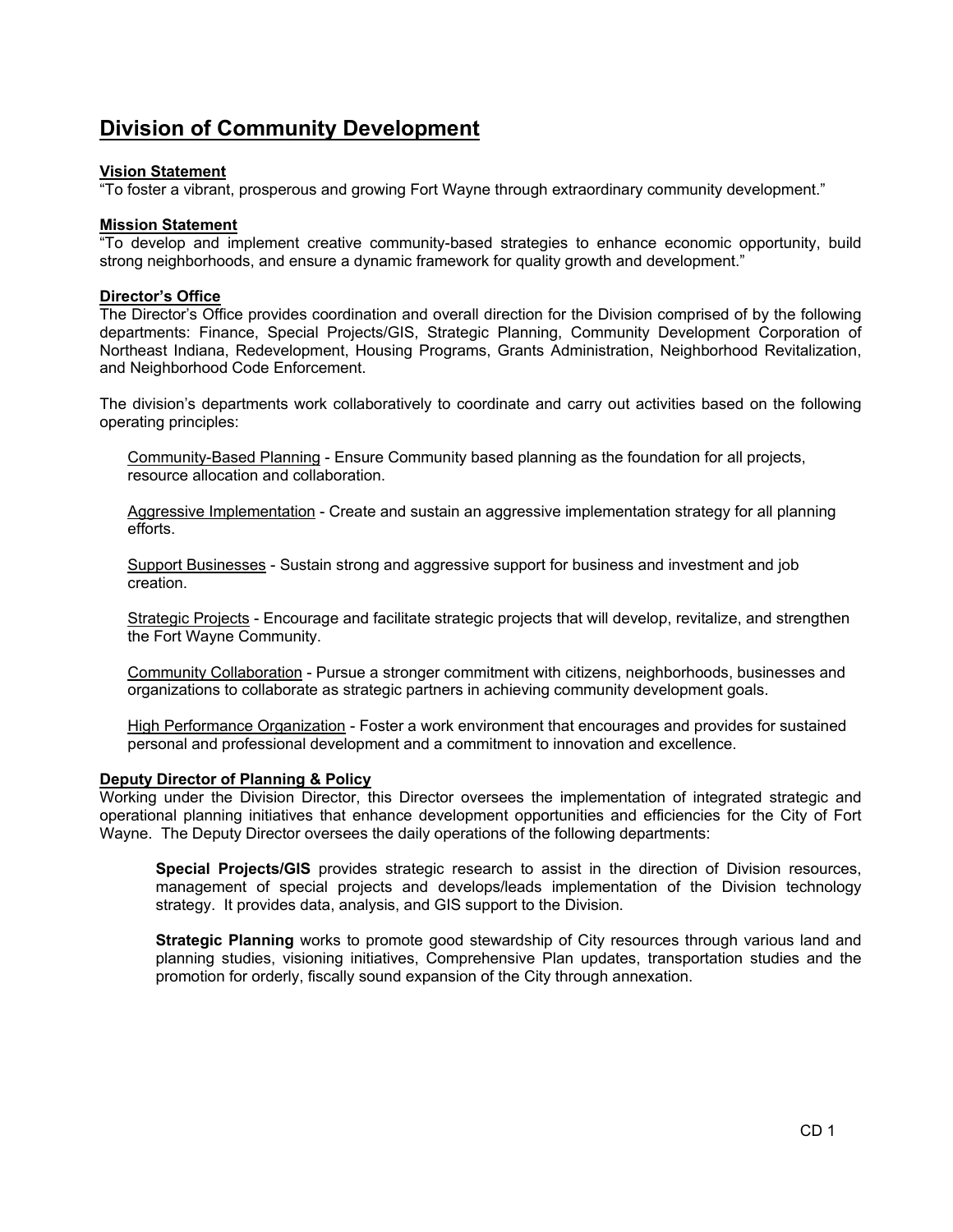# Division of Community Development

**Vision Statement**

"To foster a vibrant, prosperous and growing Fort Wayne through extraordinary community development."

**Mission Statement**

"To develop and implement creative community-based strategies to enhance economic opportunity, build strong neighborhoods, and ensure a dynamic framework for quality growth and development."

**Director's Office**

The Director's Office provides coordination and overall direction for the Division comprised of by the following departments: Finance, Special Projects/GIS, Strategic Planning, Community Development Corporation of Northeast Indiana, Redevelopment, Housing Programs, Grants Administration, Neighborhood Revitalization, and Neighborhood Code Enforcement.

The division's departments work collaboratively to coordinate and carry out activities based on the following operating principles:

Community-Based Planning - Ensure Community based planning as the foundation for all projects, resource allocation and collaboration.

Aggressive Implementation - Create and sustain an aggressive implementation strategy for all planning efforts.

Support Businesses - Sustain strong and aggressive support for business and investment and job creation.

Strategic Projects - Encourage and facilitate strategic projects that will develop, revitalize, and strengthen the Fort Wayne Community.

Community Collaboration - Pursue a stronger commitment with citizens, neighborhoods, businesses and organizations to collaborate as strategic partners in achieving community development goals.

High Performance Organization - Foster a work environment that encourages and provides for sustained personal and professional development and a commitment to innovation and excellence.

**Deputy Director of Planning & Policy**

Working under the Division Director, this Director oversees the implementation of integrated strategic and operational planning initiatives that enhance development opportunities and efficiencies for the City of Fort Wayne. The Deputy Director oversees the daily operations of the following departments:

**Special Projects/GIS** provides strategic research to assist in the direction of Division resources, management of special projects and develops/leads implementation of the Division technology strategy. It provides data, analysis, and GIS support to the Division.

**Strategic Planning** works to promote good stewardship of City resources through various land and planning studies, visioning initiatives, Comprehensive Plan updates, transportation studies and the promotion for orderly, fiscally sound expansion of the City through annexation.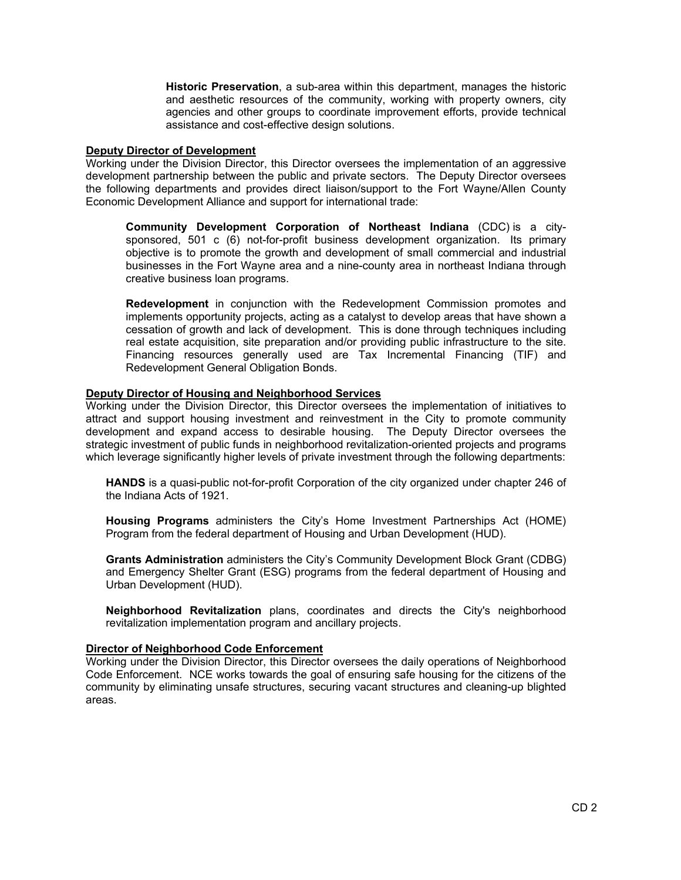**Historic Preservation**, a sub-area within this department, manages the historic and aesthetic resources of the community, working with property owners, city agencies and other groups to coordinate improvement efforts, provide technical assistance and cost-effective design solutions.

**Deputy Director of Development**

Working under the Division Director, this Director oversees the implementation of an aggressive development partnership between the public and private sectors. The Deputy Director oversees the following departments and provides direct liaison/support to the Fort Wayne/Allen County Economic Development Alliance and support for international trade:

**Community Development Corporation of Northeast Indiana** (CDC) is a city-sponsored, 501 c (6) not-for-profit business development organization. Its primary objective is to promote the growth and development of small commercial and industrial businesses in the Fort Wayne area and a nine-county area in northeast Indiana through creative business loan programs.

**Redevelopment** in conjunction with the Redevelopment Commission promotes and implements opportunity projects, acting as a catalyst to develop areas that have shown a cessation of growth and lack of development. This is done through techniques including real estate acquisition, site preparation and/or providing public infrastructure to the site. Financing resources generally used are Tax Incremental Financing (TIF) and Redevelopment General Obligation Bonds.

**Deputy Director of Housing and Neighborhood Services**

Working under the Division Director, this Director oversees the implementation of initiatives to attract and support housing investment and reinvestment in the City to promote community development and expand access to desirable housing. The Deputy Director oversees the strategic investment of public funds in neighborhood revitalization-oriented projects and programs which leverage significantly higher levels of private investment through the following departments:

**HANDS** is a quasi-public not-for-profit Corporation of the city organized under chapter 246 of the Indiana Acts of 1921.

**Housing Programs** administers the City's Home Investment Partnerships Act (HOME) Program from the federal department of Housing and Urban Development (HUD).

**Grants Administration** administers the City's Community Development Block Grant (CDBG) and Emergency Shelter Grant (ESG) programs from the federal department of Housing and Urban Development (HUD).

**Neighborhood Revitalization** plans, coordinates and directs the City's neighborhood revitalization implementation program and ancillary projects.

**Director of Neighborhood Code Enforcement**

Working under the Division Director, this Director oversees the daily operations of Neighborhood Code Enforcement. NCE works towards the goal of ensuring safe housing for the citizens of the community by eliminating unsafe structures, securing vacant structures and cleaning-up blighted areas.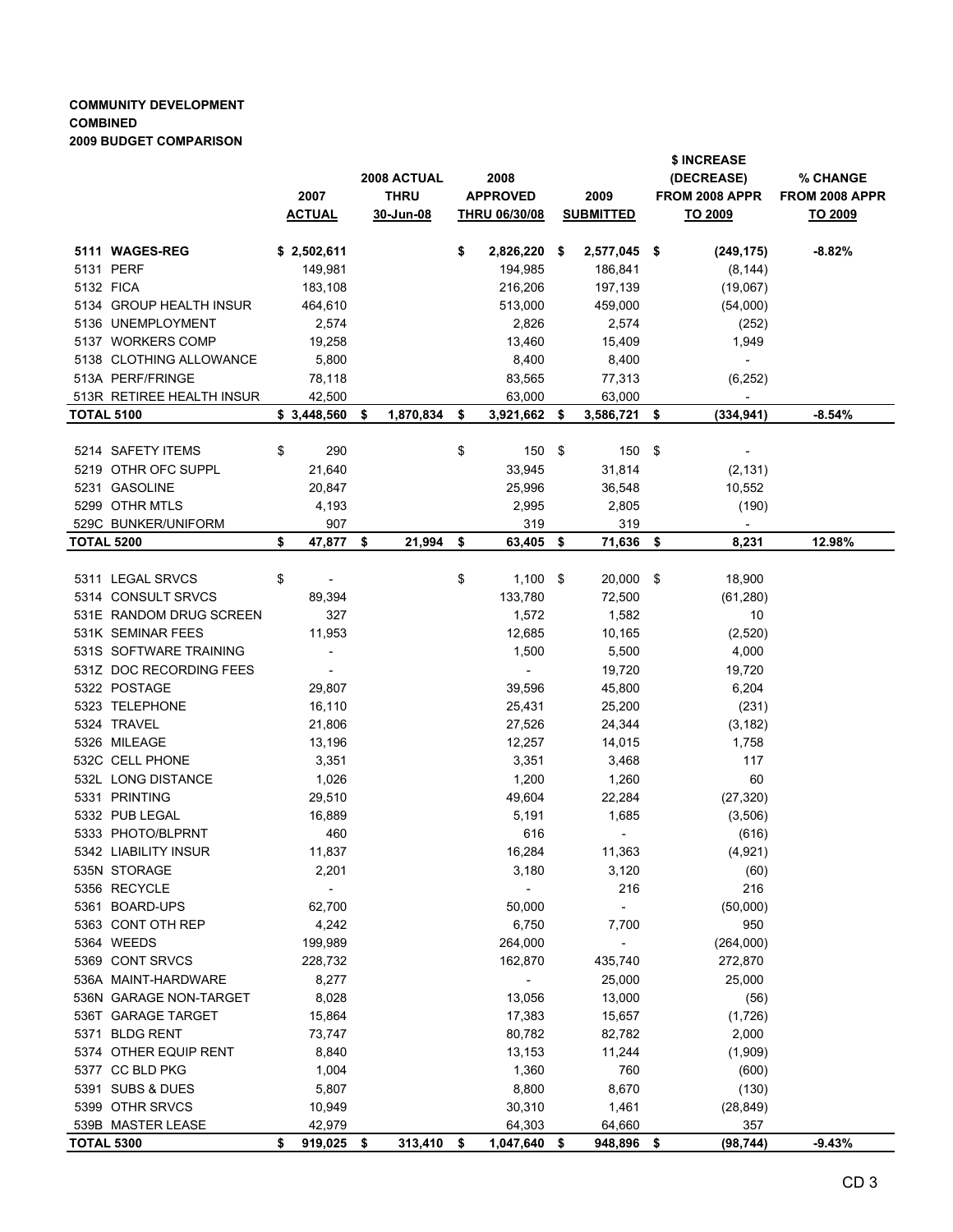**COMMUNITY DEVELOPMENT**
**COMBINED**
**2009 BUDGET COMPARISON**

| | 2007 ACTUAL | 2008 ACTUAL THRU 30-Jun-08 | 2008 APPROVED THRU 06/30/08 | 2009 SUBMITTED | $ INCREASE (DECREASE) FROM 2008 APPR TO 2009 | % CHANGE FROM 2008 APPR TO 2009 |
|---|---|---|---|---|---|---|
| **5111 WAGES-REG** | **$ 2,502,611** | | **$ 2,826,220** | **$ 2,577,045** | **$ (249,175)** | **-8.82%** |
| 5131 PERF | 149,981 | | 194,985 | 186,841 | (8,144) | |
| 5132 FICA | 183,108 | | 216,206 | 197,139 | (19,067) | |
| 5134 GROUP HEALTH INSUR | 464,610 | | 513,000 | 459,000 | (54,000) | |
| 5136 UNEMPLOYMENT | 2,574 | | 2,826 | 2,574 | (252) | |
| 5137 WORKERS COMP | 19,258 | | 13,460 | 15,409 | 1,949 | |
| 5138 CLOTHING ALLOWANCE | 5,800 | | 8,400 | 8,400 | - | |
| 513A PERF/FRINGE | 78,118 | | 83,565 | 77,313 | (6,252) | |
| 513R RETIREE HEALTH INSUR | 42,500 | | 63,000 | 63,000 | - | |
| **TOTAL 5100** | **$ 3,448,560** | **$ 1,870,834** | **$ 3,921,662** | **$ 3,586,721** | **$ (334,941)** | **-8.54%** |
| | | | | | | |
| 5214 SAFETY ITEMS | $ 290 | | $ 150 | $ 150 | $ - | |
| 5219 OTHR OFC SUPPL | 21,640 | | 33,945 | 31,814 | (2,131) | |
| 5231 GASOLINE | 20,847 | | 25,996 | 36,548 | 10,552 | |
| 5299 OTHR MTLS | 4,193 | | 2,995 | 2,805 | (190) | |
| 529C BUNKER/UNIFORM | 907 | | 319 | 319 | - | |
| **TOTAL 5200** | **$ 47,877** | **$ 21,994** | **$ 63,405** | **$ 71,636** | **$ 8,231** | **12.98%** |
| | | | | | | |
| 5311 LEGAL SRVCS | $ - | | $ 1,100 | $ 20,000 | $ 18,900 | |
| 5314 CONSULT SRVCS | 89,394 | | 133,780 | 72,500 | (61,280) | |
| 531E RANDOM DRUG SCREEN | 327 | | 1,572 | 1,582 | 10 | |
| 531K SEMINAR FEES | 11,953 | | 12,685 | 10,165 | (2,520) | |
| 531S SOFTWARE TRAINING | - | | 1,500 | 5,500 | 4,000 | |
| 531Z DOC RECORDING FEES | - | | - | 19,720 | 19,720 | |
| 5322 POSTAGE | 29,807 | | 39,596 | 45,800 | 6,204 | |
| 5323 TELEPHONE | 16,110 | | 25,431 | 25,200 | (231) | |
| 5324 TRAVEL | 21,806 | | 27,526 | 24,344 | (3,182) | |
| 5326 MILEAGE | 13,196 | | 12,257 | 14,015 | 1,758 | |
| 532C CELL PHONE | 3,351 | | 3,351 | 3,468 | 117 | |
| 532L LONG DISTANCE | 1,026 | | 1,200 | 1,260 | 60 | |
| 5331 PRINTING | 29,510 | | 49,604 | 22,284 | (27,320) | |
| 5332 PUB LEGAL | 16,889 | | 5,191 | 1,685 | (3,506) | |
| 5333 PHOTO/BLPRNT | 460 | | 616 | - | (616) | |
| 5342 LIABILITY INSUR | 11,837 | | 16,284 | 11,363 | (4,921) | |
| 535N STORAGE | 2,201 | | 3,180 | 3,120 | (60) | |
| 5356 RECYCLE | - | | - | 216 | 216 | |
| 5361 BOARD-UPS | 62,700 | | 50,000 | - | (50,000) | |
| 5363 CONT OTH REP | 4,242 | | 6,750 | 7,700 | 950 | |
| 5364 WEEDS | 199,989 | | 264,000 | - | (264,000) | |
| 5369 CONT SRVCS | 228,732 | | 162,870 | 435,740 | 272,870 | |
| 536A MAINT-HARDWARE | 8,277 | | - | 25,000 | 25,000 | |
| 536N GARAGE NON-TARGET | 8,028 | | 13,056 | 13,000 | (56) | |
| 536T GARAGE TARGET | 15,864 | | 17,383 | 15,657 | (1,726) | |
| 5371 BLDG RENT | 73,747 | | 80,782 | 82,782 | 2,000 | |
| 5374 OTHER EQUIP RENT | 8,840 | | 13,153 | 11,244 | (1,909) | |
| 5377 CC BLD PKG | 1,004 | | 1,360 | 760 | (600) | |
| 5391 SUBS & DUES | 5,807 | | 8,800 | 8,670 | (130) | |
| 5399 OTHR SRVCS | 10,949 | | 30,310 | 1,461 | (28,849) | |
| 539B MASTER LEASE | 42,979 | | 64,303 | 64,660 | 357 | |
| **TOTAL 5300** | **$ 919,025** | **$ 313,410** | **$ 1,047,640** | **$ 948,896** | **$ (98,744)** | **-9.43%** |

CD 3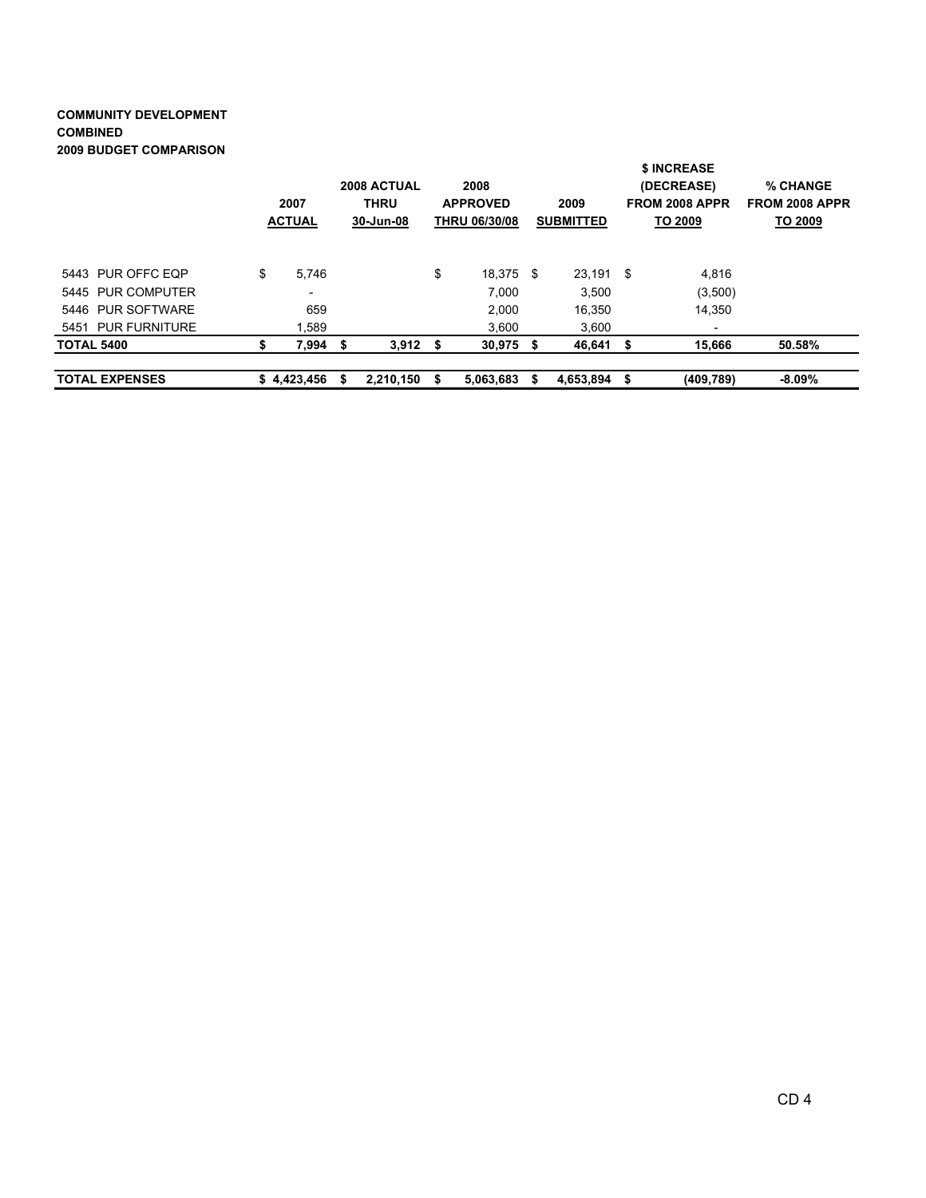**COMMUNITY DEVELOPMENT**
**COMBINED**
**2009 BUDGET COMPARISON**

| | 2007 ACTUAL | 2008 ACTUAL THRU 30-Jun-08 | 2008 APPROVED THRU 06/30/08 | 2009 SUBMITTED | $ INCREASE (DECREASE) FROM 2008 APPR TO 2009 | % CHANGE FROM 2008 APPR TO 2009 |
|---|---|---|---|---|---|---|
| 5443 PUR OFFC EQP | $ 5,746 | | $ 18,375 | $ 23,191 | $ 4,816 | |
| 5445 PUR COMPUTER | - | | 7,000 | 3,500 | (3,500) | |
| 5446 PUR SOFTWARE | 659 | | 2,000 | 16,350 | 14,350 | |
| 5451 PUR FURNITURE | 1,589 | | 3,600 | 3,600 | - | |
| **TOTAL 5400** | **$ 7,994** | **$ 3,912** | **$ 30,975** | **$ 46,641** | **$ 15,666** | **50.58%** |
| | | | | | | |
| **TOTAL EXPENSES** | **$ 4,423,456** | **$ 2,210,150** | **$ 5,063,683** | **$ 4,653,894** | **$ (409,789)** | **-8.09%** |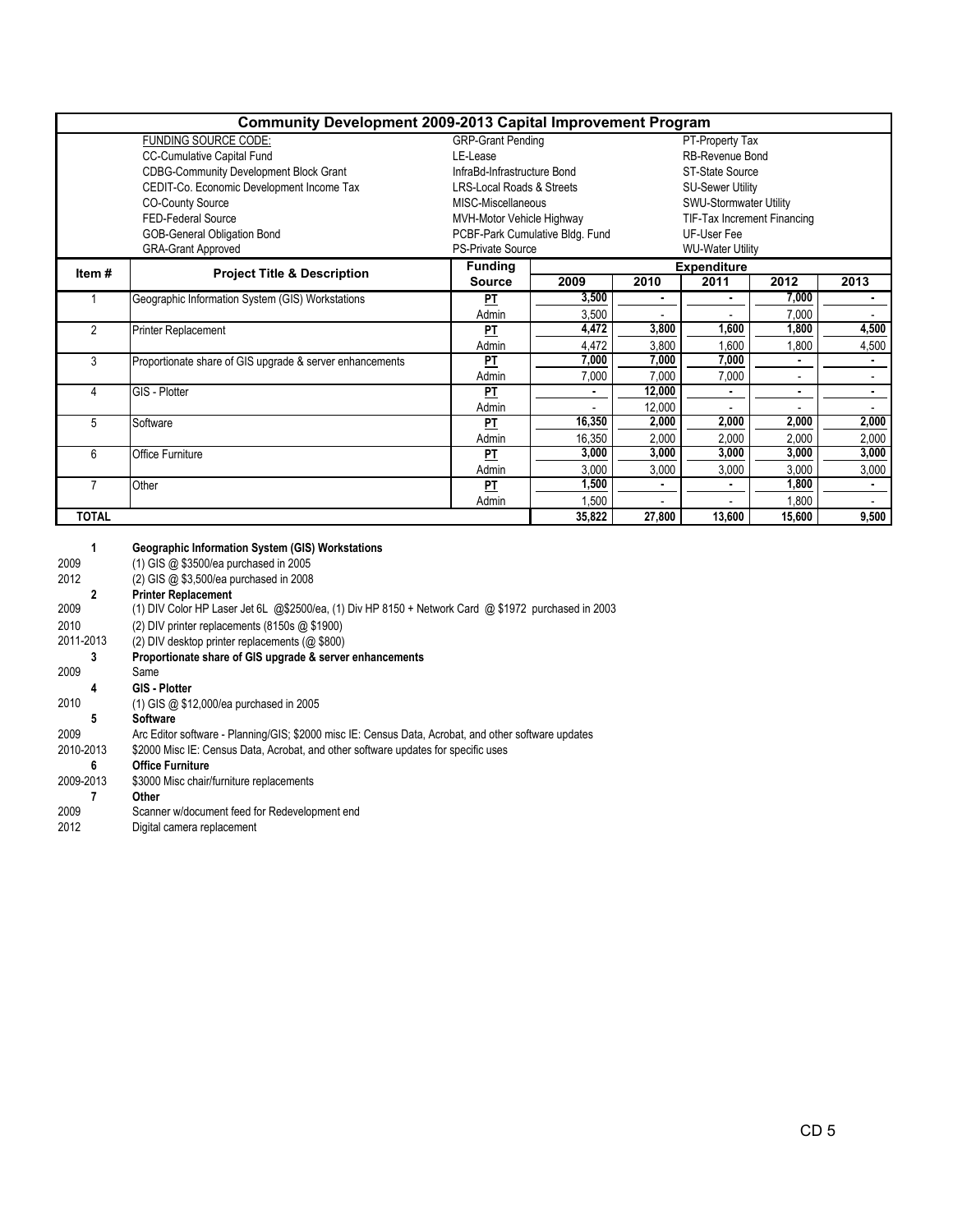# Community Development 2009-2013 Capital Improvement Program

| FUNDING SOURCE CODE: | | |
|---|---|---|
| CC-Cumulative Capital Fund | GRP-Grant Pending | PT-Property Tax |
| CDBG-Community Development Block Grant | LE-Lease | RB-Revenue Bond |
| CEDIT-Co. Economic Development Income Tax | InfraBd-Infrastructure Bond | ST-State Source |
| CO-County Source | LRS-Local Roads & Streets | SU-Sewer Utility |
| FED-Federal Source | MISC-Miscellaneous | SWU-Stormwater Utility |
| GOB-General Obligation Bond | MVH-Motor Vehicle Highway | TIF-Tax Increment Financing |
| GRA-Grant Approved | PCBF-Park Cumulative Bldg. Fund | UF-User Fee |
| | PS-Private Source | WU-Water Utility |

| Item # | Project Title & Description | Funding Source | Expenditure 2009 | 2010 | 2011 | 2012 | 2013 |
|---|---|---|---|---|---|---|---|
| 1 | Geographic Information System (GIS) Workstations | PT | 3,500 | - | - | 7,000 | - |
| | | Admin | 3,500 | - | - | 7,000 | - |
| 2 | Printer Replacement | PT | 4,472 | 3,800 | 1,600 | 1,800 | 4,500 |
| | | Admin | 4,472 | 3,800 | 1,600 | 1,800 | 4,500 |
| 3 | Proportionate share of GIS upgrade & server enhancements | PT | 7,000 | 7,000 | 7,000 | - | - |
| | | Admin | 7,000 | 7,000 | 7,000 | - | - |
| 4 | GIS - Plotter | PT | - | 12,000 | - | - | - |
| | | Admin | - | 12,000 | - | - | - |
| 5 | Software | PT | 16,350 | 2,000 | 2,000 | 2,000 | 2,000 |
| | | Admin | 16,350 | 2,000 | 2,000 | 2,000 | 2,000 |
| 6 | Office Furniture | PT | 3,000 | 3,000 | 3,000 | 3,000 | 3,000 |
| | | Admin | 3,000 | 3,000 | 3,000 | 3,000 | 3,000 |
| 7 | Other | PT | 1,500 | - | - | 1,800 | - |
| | | Admin | 1,500 | - | - | 1,800 | - |
| **TOTAL** | | | **35,822** | **27,800** | **13,600** | **15,600** | **9,500** |

**1 Geographic Information System (GIS) Workstations**
2009 (1) GIS @ $3500/ea purchased in 2005
2012 (2) GIS @ $3,500/ea purchased in 2008

**2 Printer Replacement**
2009 (1) DIV Color HP Laser Jet 6L @$2500/ea, (1) Div HP 8150 + Network Card @ $1972 purchased in 2003
2010 (2) DIV printer replacements (8150s @ $1900)
2011-2013 (2) DIV desktop printer replacements (@ $800)

**3 Proportionate share of GIS upgrade & server enhancements**
2009 Same

**4 GIS - Plotter**
2010 (1) GIS @ $12,000/ea purchased in 2005

**5 Software**
2009 Arc Editor software - Planning/GIS; $2000 misc IE: Census Data, Acrobat, and other software updates
2010-2013 $2000 Misc IE: Census Data, Acrobat, and other software updates for specific uses

**6 Office Furniture**
2009-2013 $3000 Misc chair/furniture replacements

**7 Other**
2009 Scanner w/document feed for Redevelopment end
2012 Digital camera replacement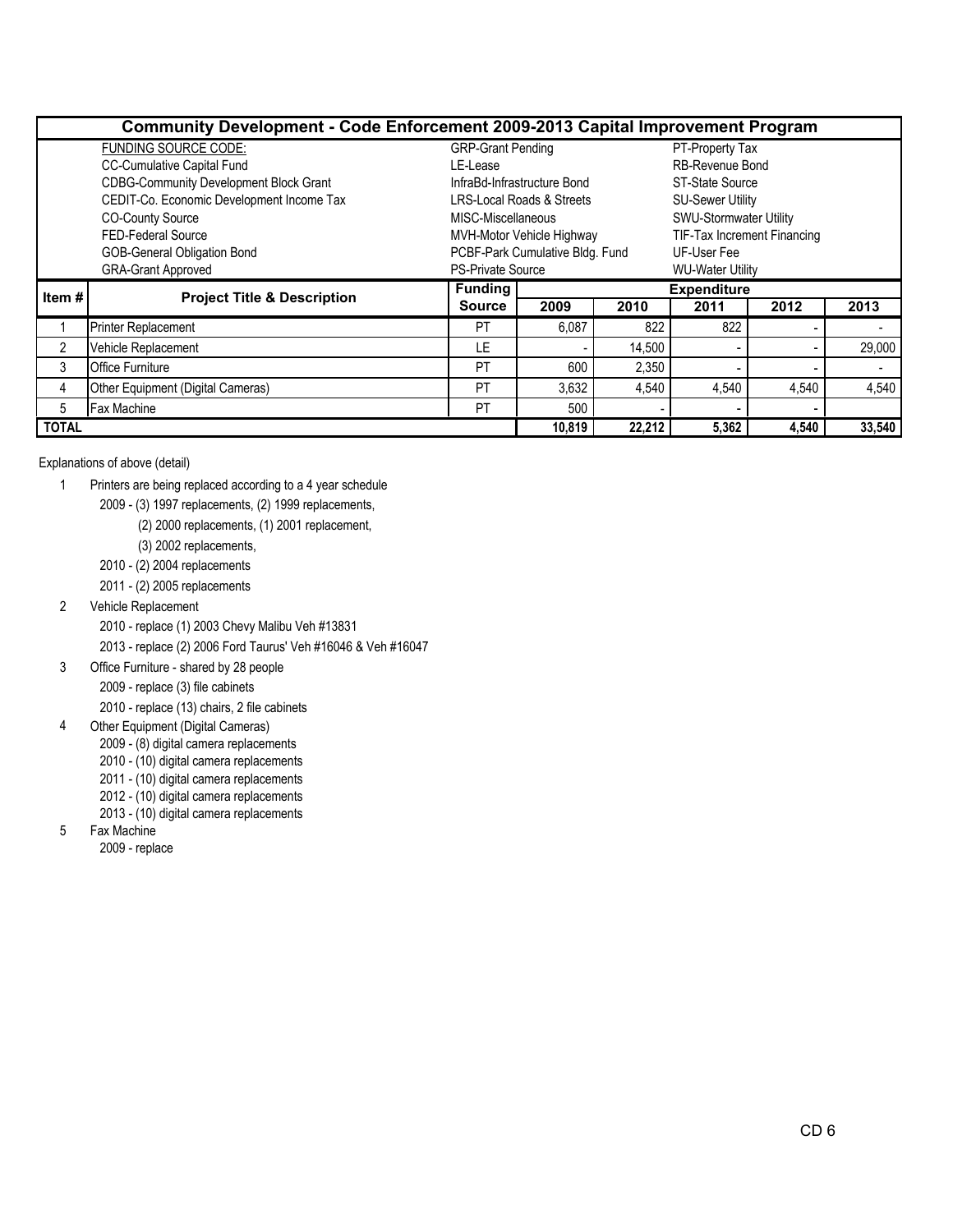# Community Development - Code Enforcement 2009-2013 Capital Improvement Program

| FUNDING SOURCE CODE: | | |
|---|---|---|
| CC-Cumulative Capital Fund | GRP-Grant Pending | PT-Property Tax |
| CDBG-Community Development Block Grant | LE-Lease | RB-Revenue Bond |
| CEDIT-Co. Economic Development Income Tax | InfraBd-Infrastructure Bond | ST-State Source |
| CO-County Source | LRS-Local Roads & Streets | SU-Sewer Utility |
| FED-Federal Source | MISC-Miscellaneous | SWU-Stormwater Utility |
| GOB-General Obligation Bond | MVH-Motor Vehicle Highway | TIF-Tax Increment Financing |
| GRA-Grant Approved | PCBF-Park Cumulative Bldg. Fund | UF-User Fee |
| | PS-Private Source | WU-Water Utility |

| Item # | Project Title & Description | Funding Source | Expenditure 2009 | 2010 | 2011 | 2012 | 2013 |
|---|---|---|---|---|---|---|---|
| 1 | Printer Replacement | PT | 6,087 | 822 | 822 | - | - |
| 2 | Vehicle Replacement | LE | - | 14,500 | - | - | 29,000 |
| 3 | Office Furniture | PT | 600 | 2,350 | - | - | - |
| 4 | Other Equipment (Digital Cameras) | PT | 3,632 | 4,540 | 4,540 | 4,540 | 4,540 |
| 5 | Fax Machine | PT | 500 | - | - | - | |
| **TOTAL** | | | **10,819** | **22,212** | **5,362** | **4,540** | **33,540** |

Explanations of above (detail)

1. Printers are being replaced according to a 4 year schedule
   - 2009 - (3) 1997 replacements, (2) 1999 replacements,
     (2) 2000 replacements, (1) 2001 replacement,
     (3) 2002 replacements,
   - 2010 - (2) 2004 replacements
   - 2011 - (2) 2005 replacements
2. Vehicle Replacement
   - 2010 - replace (1) 2003 Chevy Malibu Veh #13831
   - 2013 - replace (2) 2006 Ford Taurus' Veh #16046 & Veh #16047
3. Office Furniture - shared by 28 people
   - 2009 - replace (3) file cabinets
   - 2010 - replace (13) chairs, 2 file cabinets
4. Other Equipment (Digital Cameras)
   - 2009 - (8) digital camera replacements
   - 2010 - (10) digital camera replacements
   - 2011 - (10) digital camera replacements
   - 2012 - (10) digital camera replacements
   - 2013 - (10) digital camera replacements
5. Fax Machine
   - 2009 - replace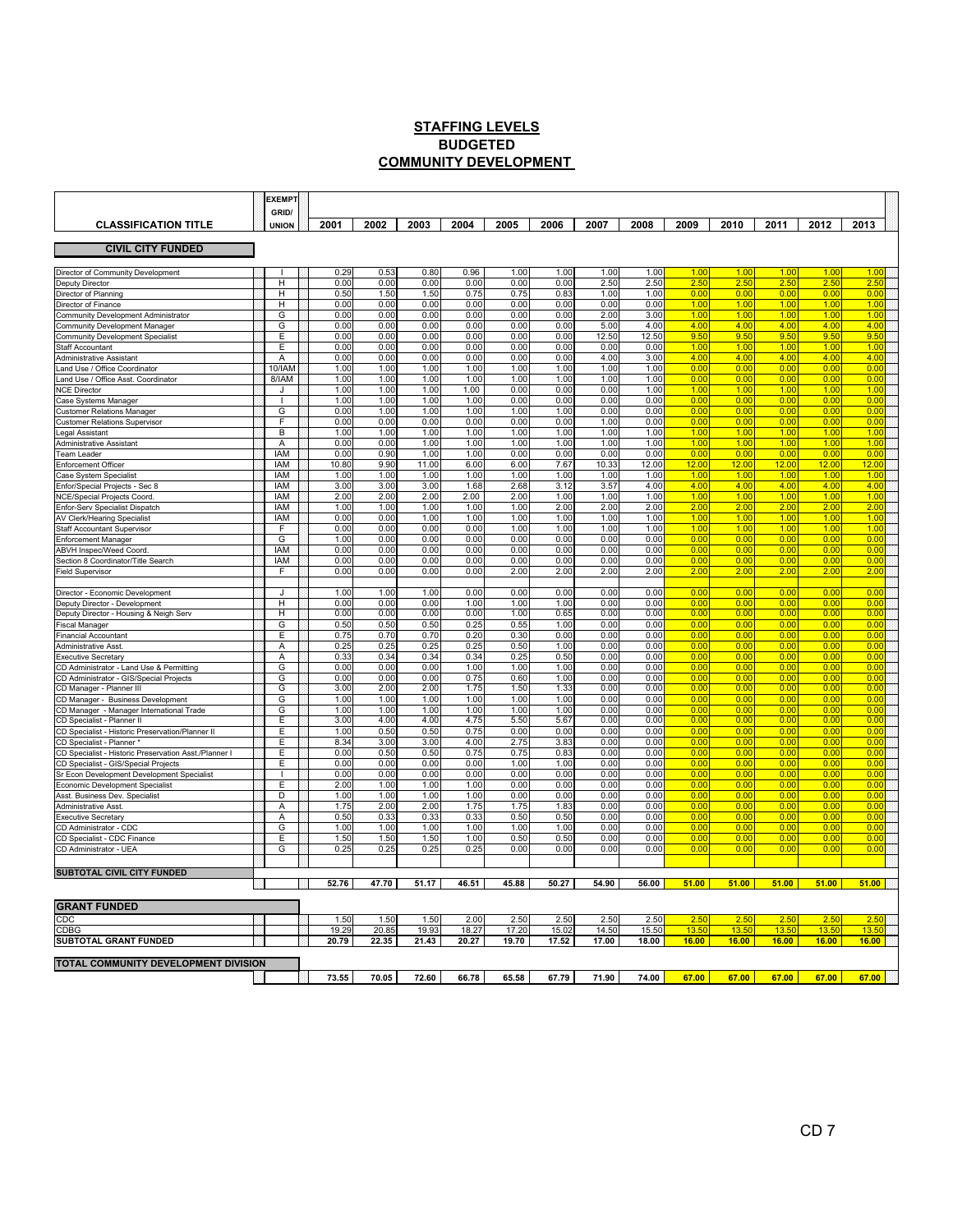## STAFFING LEVELS
## BUDGETED
## COMMUNITY DEVELOPMENT

| CLASSIFICATION TITLE | EXEMPT GRID/ UNION | 2001 | 2002 | 2003 | 2004 | 2005 | 2006 | 2007 | 2008 | 2009 | 2010 | 2011 | 2012 | 2013 |
|---|---|---|---|---|---|---|---|---|---|---|---|---|---|---|
| **CIVIL CITY FUNDED** | | | | | | | | | | | | | | |
| Director of Community Development | I | 0.29 | 0.53 | 0.80 | 0.96 | 1.00 | 1.00 | 1.00 | 1.00 | 1.00 | 1.00 | 1.00 | 1.00 | 1.00 |
| Deputy Director | H | 0.00 | 0.00 | 0.00 | 0.00 | 0.00 | 0.00 | 2.50 | 2.50 | 2.50 | 2.50 | 2.50 | 2.50 | 2.50 |
| Director of Planning | H | 0.50 | 1.50 | 1.50 | 0.75 | 0.75 | 0.83 | 1.00 | 1.00 | 0.00 | 0.00 | 0.00 | 0.00 | 0.00 |
| Director of Finance | H | 0.00 | 0.00 | 0.00 | 0.00 | 0.00 | 0.00 | 0.00 | 0.00 | 1.00 | 1.00 | 1.00 | 1.00 | 1.00 |
| Community Development Administrator | G | 0.00 | 0.00 | 0.00 | 0.00 | 0.00 | 0.00 | 2.00 | 3.00 | 1.00 | 1.00 | 1.00 | 1.00 | 1.00 |
| Community Development Manager | G | 0.00 | 0.00 | 0.00 | 0.00 | 0.00 | 0.00 | 5.00 | 4.00 | 4.00 | 4.00 | 4.00 | 4.00 | 4.00 |
| Community Development Specialist | E | 0.00 | 0.00 | 0.00 | 0.00 | 0.00 | 0.00 | 12.50 | 12.50 | 9.50 | 9.50 | 9.50 | 9.50 | 9.50 |
| Staff Accountant | E | 0.00 | 0.00 | 0.00 | 0.00 | 0.00 | 0.00 | 0.00 | 0.00 | 1.00 | 1.00 | 1.00 | 1.00 | 1.00 |
| Administrative Assistant | A | 0.00 | 0.00 | 0.00 | 0.00 | 0.00 | 0.00 | 4.00 | 3.00 | 4.00 | 4.00 | 4.00 | 4.00 | 4.00 |
| Land Use / Office Coordinator | 10/IAM | 1.00 | 1.00 | 1.00 | 1.00 | 1.00 | 1.00 | 1.00 | 1.00 | 0.00 | 0.00 | 0.00 | 0.00 | 0.00 |
| Land Use / Office Asst. Coordinator | 8/IAM | 1.00 | 1.00 | 1.00 | 1.00 | 1.00 | 1.00 | 1.00 | 1.00 | 0.00 | 0.00 | 0.00 | 0.00 | 0.00 |
| NCE Director | J | 1.00 | 1.00 | 1.00 | 1.00 | 0.00 | 0.00 | 0.00 | 1.00 | 1.00 | 1.00 | 1.00 | 1.00 | 1.00 |
| Case Systems Manager | I | 1.00 | 1.00 | 1.00 | 1.00 | 0.00 | 0.00 | 0.00 | 0.00 | 0.00 | 0.00 | 0.00 | 0.00 | 0.00 |
| Customer Relations Manager | G | 0.00 | 1.00 | 1.00 | 1.00 | 1.00 | 1.00 | 0.00 | 0.00 | 0.00 | 0.00 | 0.00 | 0.00 | 0.00 |
| Customer Relations Supervisor | F | 0.00 | 0.00 | 0.00 | 0.00 | 0.00 | 0.00 | 1.00 | 0.00 | 0.00 | 0.00 | 0.00 | 0.00 | 0.00 |
| Legal Assistant | B | 1.00 | 1.00 | 1.00 | 1.00 | 1.00 | 1.00 | 1.00 | 1.00 | 1.00 | 1.00 | 1.00 | 1.00 | 1.00 |
| Administrative Assistant | A | 0.00 | 0.00 | 1.00 | 1.00 | 1.00 | 1.00 | 1.00 | 1.00 | 1.00 | 1.00 | 1.00 | 1.00 | 1.00 |
| Team Leader | IAM | 0.00 | 0.90 | 1.00 | 1.00 | 0.00 | 0.00 | 0.00 | 0.00 | 0.00 | 0.00 | 0.00 | 0.00 | 0.00 |
| Enforcement Officer | IAM | 10.80 | 9.90 | 11.00 | 6.00 | 6.00 | 7.67 | 10.33 | 12.00 | 12.00 | 12.00 | 12.00 | 12.00 | 12.00 |
| Case System Specialist | IAM | 1.00 | 1.00 | 1.00 | 1.00 | 1.00 | 1.00 | 1.00 | 1.00 | 1.00 | 1.00 | 1.00 | 1.00 | 1.00 |
| Enfor/Special Projects - Sec 8 | IAM | 3.00 | 3.00 | 3.00 | 1.68 | 2.68 | 3.12 | 3.57 | 4.00 | 4.00 | 4.00 | 4.00 | 4.00 | 4.00 |
| NCE/Special Projects Coord. | IAM | 2.00 | 2.00 | 2.00 | 2.00 | 2.00 | 1.00 | 1.00 | 1.00 | 1.00 | 1.00 | 1.00 | 1.00 | 1.00 |
| Enfor-Serv Specialist Dispatch | IAM | 1.00 | 1.00 | 1.00 | 1.00 | 1.00 | 2.00 | 2.00 | 2.00 | 2.00 | 2.00 | 2.00 | 2.00 | 2.00 |
| AV Clerk/Hearing Specialist | IAM | 0.00 | 0.00 | 1.00 | 1.00 | 1.00 | 1.00 | 1.00 | 1.00 | 1.00 | 1.00 | 1.00 | 1.00 | 1.00 |
| Staff Accountant Supervisor | F | 0.00 | 0.00 | 0.00 | 0.00 | 1.00 | 1.00 | 1.00 | 1.00 | 1.00 | 1.00 | 1.00 | 1.00 | 1.00 |
| Enforcement Manager | G | 1.00 | 0.00 | 0.00 | 0.00 | 0.00 | 0.00 | 0.00 | 0.00 | 0.00 | 0.00 | 0.00 | 0.00 | 0.00 |
| ABVH Inspec/Weed Coord. | IAM | 0.00 | 0.00 | 0.00 | 0.00 | 0.00 | 0.00 | 0.00 | 0.00 | 0.00 | 0.00 | 0.00 | 0.00 | 0.00 |
| Section 8 Coordinator/Title Search | IAM | 0.00 | 0.00 | 0.00 | 0.00 | 0.00 | 0.00 | 0.00 | 0.00 | 0.00 | 0.00 | 0.00 | 0.00 | 0.00 |
| Field Supervisor | F | 0.00 | 0.00 | 0.00 | 0.00 | 2.00 | 2.00 | 2.00 | 2.00 | 2.00 | 2.00 | 2.00 | 2.00 | 2.00 |
| Director - Economic Development | J | 1.00 | 1.00 | 1.00 | 0.00 | 0.00 | 0.00 | 0.00 | 0.00 | 0.00 | 0.00 | 0.00 | 0.00 | 0.00 |
| Deputy Director - Development | H | 0.00 | 0.00 | 0.00 | 1.00 | 1.00 | 1.00 | 0.00 | 0.00 | 0.00 | 0.00 | 0.00 | 0.00 | 0.00 |
| Deputy Director - Housing & Neigh Serv | H | 0.00 | 0.00 | 0.00 | 0.00 | 1.00 | 0.65 | 0.00 | 0.00 | 0.00 | 0.00 | 0.00 | 0.00 | 0.00 |
| Fiscal Manager | G | 0.50 | 0.50 | 0.50 | 0.25 | 0.55 | 1.00 | 0.00 | 0.00 | 0.00 | 0.00 | 0.00 | 0.00 | 0.00 |
| Financial Accountant | E | 0.75 | 0.70 | 0.70 | 0.20 | 0.30 | 0.00 | 0.00 | 0.00 | 0.00 | 0.00 | 0.00 | 0.00 | 0.00 |
| Administrative Asst. | A | 0.25 | 0.25 | 0.25 | 0.25 | 0.50 | 1.00 | 0.00 | 0.00 | 0.00 | 0.00 | 0.00 | 0.00 | 0.00 |
| Executive Secretary | A | 0.33 | 0.34 | 0.34 | 0.34 | 0.25 | 0.50 | 0.00 | 0.00 | 0.00 | 0.00 | 0.00 | 0.00 | 0.00 |
| CD Administrator - Land Use & Permitting | G | 0.00 | 0.00 | 0.00 | 1.00 | 1.00 | 1.00 | 0.00 | 0.00 | 0.00 | 0.00 | 0.00 | 0.00 | 0.00 |
| CD Administrator - GIS/Special Projects | G | 0.00 | 0.00 | 0.00 | 0.75 | 0.60 | 1.00 | 0.00 | 0.00 | 0.00 | 0.00 | 0.00 | 0.00 | 0.00 |
| CD Manager - Planner III | G | 3.00 | 2.00 | 2.00 | 1.75 | 1.50 | 1.33 | 0.00 | 0.00 | 0.00 | 0.00 | 0.00 | 0.00 | 0.00 |
| CD Manager - Business Development | G | 1.00 | 1.00 | 1.00 | 1.00 | 1.00 | 1.00 | 0.00 | 0.00 | 0.00 | 0.00 | 0.00 | 0.00 | 0.00 |
| CD Manager - Manager International Trade | G | 1.00 | 1.00 | 1.00 | 1.00 | 1.00 | 1.00 | 0.00 | 0.00 | 0.00 | 0.00 | 0.00 | 0.00 | 0.00 |
| CD Specialist - Planner II | E | 3.00 | 4.00 | 4.00 | 4.75 | 5.50 | 5.67 | 0.00 | 0.00 | 0.00 | 0.00 | 0.00 | 0.00 | 0.00 |
| CD Specialist - Historic Preservation/Planner II | E | 1.00 | 0.50 | 0.50 | 0.75 | 0.00 | 0.00 | 0.00 | 0.00 | 0.00 | 0.00 | 0.00 | 0.00 | 0.00 |
| CD Specialist - Planner * | E | 8.34 | 3.00 | 3.00 | 4.00 | 2.75 | 3.83 | 0.00 | 0.00 | 0.00 | 0.00 | 0.00 | 0.00 | 0.00 |
| CD Specialist - Historic Preservation Asst./Planner I | E | 0.00 | 0.50 | 0.50 | 0.75 | 0.75 | 0.83 | 0.00 | 0.00 | 0.00 | 0.00 | 0.00 | 0.00 | 0.00 |
| CD Specialist - GIS/Special Projects | E | 0.00 | 0.00 | 0.00 | 0.00 | 1.00 | 1.00 | 0.00 | 0.00 | 0.00 | 0.00 | 0.00 | 0.00 | 0.00 |
| Sr Econ Development Development Specialist | I | 0.00 | 0.00 | 0.00 | 0.00 | 0.00 | 0.00 | 0.00 | 0.00 | 0.00 | 0.00 | 0.00 | 0.00 | 0.00 |
| Economic Development Specialist | E | 2.00 | 1.00 | 1.00 | 1.00 | 0.00 | 0.00 | 0.00 | 0.00 | 0.00 | 0.00 | 0.00 | 0.00 | 0.00 |
| Asst. Business Dev. Specialist | D | 1.00 | 1.00 | 1.00 | 1.00 | 0.00 | 0.00 | 0.00 | 0.00 | 0.00 | 0.00 | 0.00 | 0.00 | 0.00 |
| Administrative Asst. | A | 1.75 | 2.00 | 2.00 | 1.75 | 1.75 | 1.83 | 0.00 | 0.00 | 0.00 | 0.00 | 0.00 | 0.00 | 0.00 |
| Executive Secretary | A | 0.50 | 0.33 | 0.33 | 0.33 | 0.50 | 0.50 | 0.00 | 0.00 | 0.00 | 0.00 | 0.00 | 0.00 | 0.00 |
| CD Administrator - CDC | G | 1.00 | 1.00 | 1.00 | 1.00 | 1.00 | 1.00 | 0.00 | 0.00 | 0.00 | 0.00 | 0.00 | 0.00 | 0.00 |
| CD Specialist - CDC Finance | E | 1.50 | 1.50 | 1.50 | 1.00 | 0.50 | 0.50 | 0.00 | 0.00 | 0.00 | 0.00 | 0.00 | 0.00 | 0.00 |
| CD Administrator - UEA | G | 0.25 | 0.25 | 0.25 | 0.25 | 0.00 | 0.00 | 0.00 | 0.00 | 0.00 | 0.00 | 0.00 | 0.00 | 0.00 |
| **SUBTOTAL CIVIL CITY FUNDED** | | **52.76** | **47.70** | **51.17** | **46.51** | **45.88** | **50.27** | **54.90** | **56.00** | **51.00** | **51.00** | **51.00** | **51.00** | **51.00** |
| **GRANT FUNDED** | | | | | | | | | | | | | | |
| CDC | | 1.50 | 1.50 | 1.50 | 2.00 | 2.50 | 2.50 | 2.50 | 2.50 | 2.50 | 2.50 | 2.50 | 2.50 | 2.50 |
| CDBG | | 19.29 | 20.85 | 19.93 | 18.27 | 17.20 | 15.02 | 14.50 | 15.50 | 13.50 | 13.50 | 13.50 | 13.50 | 13.50 |
| **SUBTOTAL GRANT FUNDED** | | **20.79** | **22.35** | **21.43** | **20.27** | **19.70** | **17.52** | **17.00** | **18.00** | **16.00** | **16.00** | **16.00** | **16.00** | **16.00** |
| **TOTAL COMMUNITY DEVELOPMENT DIVISION** | | **73.55** | **70.05** | **72.60** | **66.78** | **65.58** | **67.79** | **71.90** | **74.00** | **67.00** | **67.00** | **67.00** | **67.00** | **67.00** |